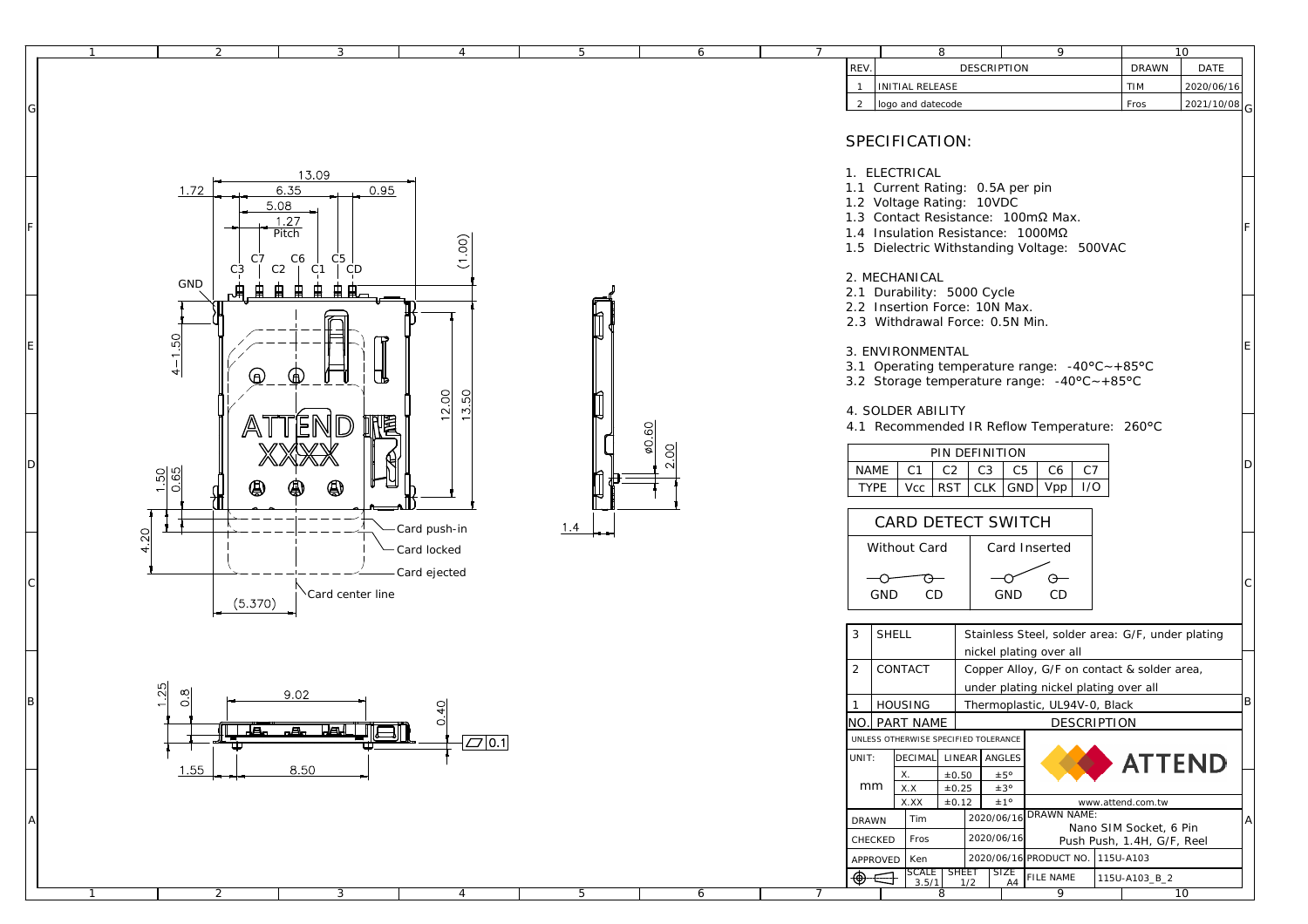| REV. | DESCRIPTION | DRAWN | DATE |
|---|---|---|---|
| 1 | INITIAL RELEASE | TIM | 2020/06/16 |
| 2 | logo and datecode | Fros | 2021/10/08 |

## SPECIFICATION:

1. ELECTRICAL
1.1 Current Rating: 0.5A per pin
1.2 Voltage Rating: 10VDC
1.3 Contact Resistance: 100mΩ Max.
1.4 Insulation Resistance: 1000MΩ
1.5 Dielectric Withstanding Voltage: 500VAC

2. MECHANICAL
2.1 Durability: 5000 Cycle
2.2 Insertion Force: 10N Max.
2.3 Withdrawal Force: 0.5N Min.

3. ENVIRONMENTAL
3.1 Operating temperature range: -40°C~+85°C
3.2 Storage temperature range: -40°C~+85°C

4. SOLDER ABILITY
4.1 Recommended IR Reflow Temperature: 260°C

| PIN DEFINITION | | | | | | |
|---|---|---|---|---|---|---|
| NAME | C1 | C2 | C3 | C5 | C6 | C7 |
| TYPE | Vcc | RST | CLK | GND | Vpp | I/O |

| CARD DETECT SWITCH | |
|---|---|
| Without Card | Card Inserted |
| GND — CD | GND — CD |

| NO. | PART NAME | DESCRIPTION |
|---|---|---|
| 3 | SHELL | Stainless Steel, solder area: G/F, under plating nickel plating over all |
| 2 | CONTACT | Copper Alloy, G/F on contact & solder area, under plating nickel plating over all |
| 1 | HOUSING | Thermoplastic, UL94V-0, Black |

UNLESS OTHERWISE SPECIFIED TOLERANCE

| UNIT: mm | DECIMAL | LINEAR | ANGLES |
|---|---|---|---|
| | X. | ±0.50 | ±5° |
| | X.X | ±0.25 | ±3° |
| | X.XX | ±0.12 | ±1° |

ATTEND — www.attend.com.tw

| DRAWN | Tim | 2020/06/16 | DRAWN NAME: Nano SIM Socket, 6 Pin Push Push, 1.4H, G/F, Reel |
|---|---|---|---|
| CHECKED | Fros | 2020/06/16 | |
| APPROVED | Ken | 2020/06/16 | PRODUCT NO. 115U-A103 |
| SCALE 3.5/1 | SHEET 1/2 | SIZE A4 | FILE NAME 115U-A103_B_2 |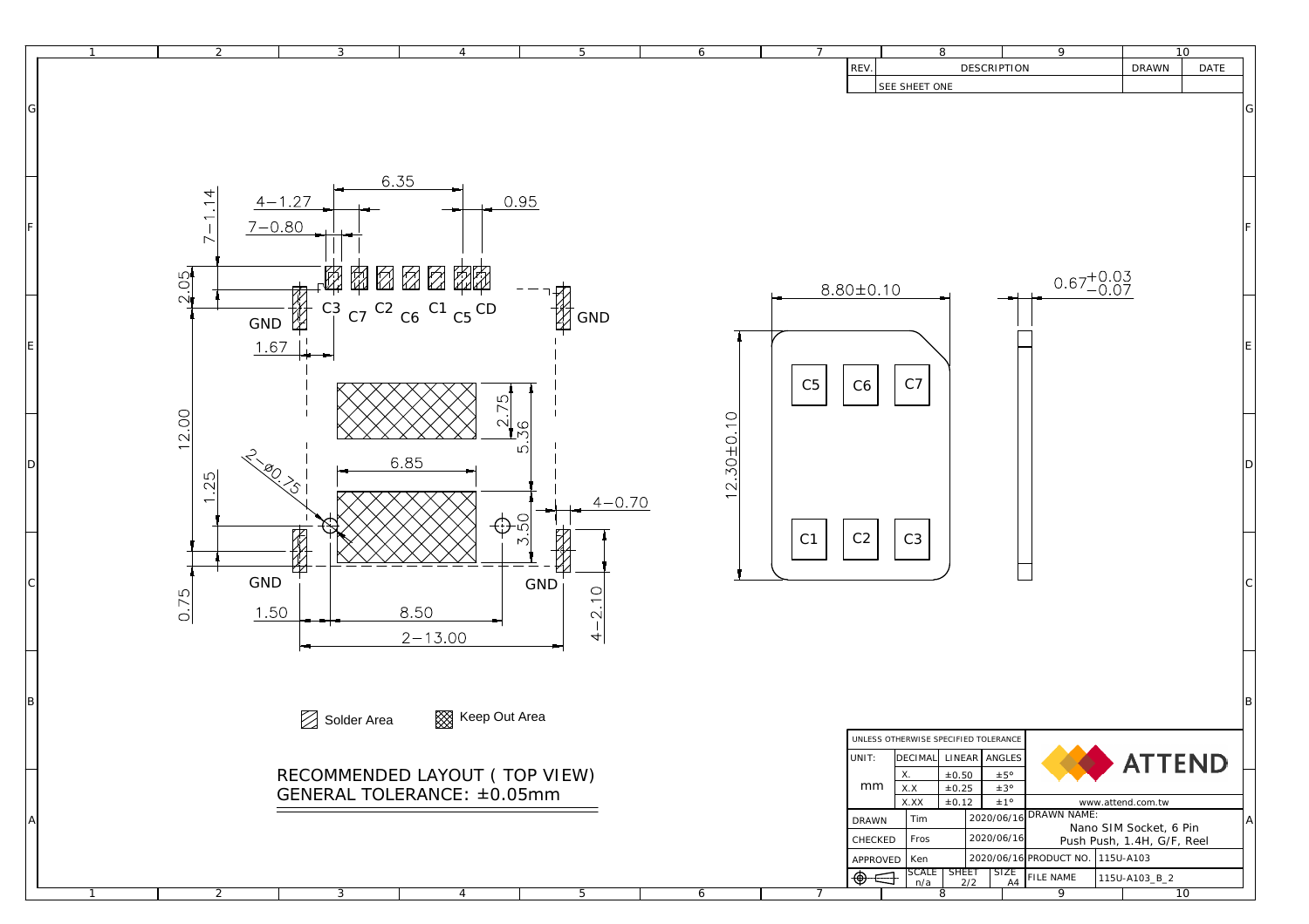| REV. | DESCRIPTION | DRAWN | DATE |
|---|---|---|---|
| | SEE SHEET ONE | | |

6.35

4−1.27

0.95

7−0.80

7−1.14

2.05

GND

C3 C7 C2 C6 C1 C5 CD

GND

1.67

2.75

5.36

12.00

2−Ø0.75

6.85

1.25

4−0.70

3.50

GND

GND

0.75

1.50

8.50

4−2.10

2−13.00

8.80±0.10

C5 C6 C7

12.30±0.10

C1 C2 C3

$0.67^{+0.03}_{-0.07}$

Solder Area

Keep Out Area

RECOMMENDED LAYOUT ( TOP VIEW)
GENERAL TOLERANCE: ±0.05mm

| UNLESS OTHERWISE SPECIFIED TOLERANCE | | | |
|---|---|---|---|
| UNIT: | DECIMAL | LINEAR | ANGLES |
| mm | X. | ±0.50 | ±5° |
| | X.X | ±0.25 | ±3° |
| | X.XX | ±0.12 | ±1° |

ATTEND
www.attend.com.tw

| | | | |
|---|---|---|---|
| DRAWN | Tim | 2020/06/16 | DRAWN NAME: Nano SIM Socket, 6 Pin Push Push, 1.4H, G/F, Reel |
| CHECKED | Fros | 2020/06/16 | |
| APPROVED | Ken | 2020/06/16 | PRODUCT NO. 115U-A103 |
| | SCALE n/a | SHEET 2/2 | SIZE A4 |
| | | FILE NAME | 115U-A103_B_2 |